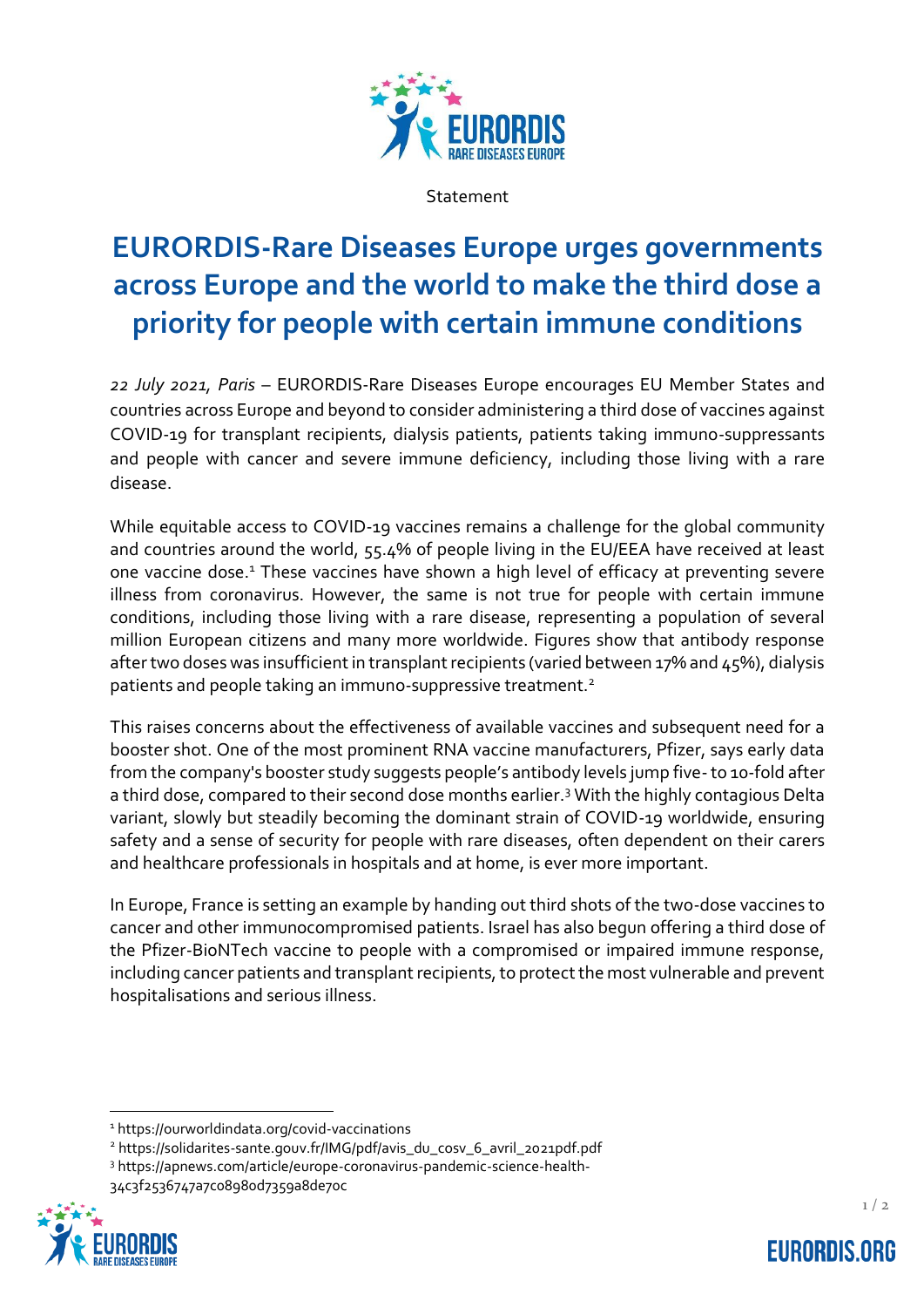Statement

# EURORDIS-Rare Diseases Europe urges governments across Europe and the world to make the third dose a priority for people with certain immune conditions

*22 July 2021, Paris* – EURORDIS-Rare Diseases Europe encourages EU Member States and countries across Europe and beyond to consider administering a third dose of vaccines against COVID-19 for transplant recipients, dialysis patients, patients taking immuno-suppressants and people with cancer and severe immune deficiency, including those living with a rare disease.

While equitable access to COVID-19 vaccines remains a challenge for the global community and countries around the world, 55.4% of people living in the EU/EEA have received at least one vaccine dose.[1] These vaccines have shown a high level of efficacy at preventing severe illness from coronavirus. However, the same is not true for people with certain immune conditions, including those living with a rare disease, representing a population of several million European citizens and many more worldwide. Figures show that antibody response after two doses was insufficient in transplant recipients (varied between 17% and 45%), dialysis patients and people taking an immuno-suppressive treatment.[2]

This raises concerns about the effectiveness of available vaccines and subsequent need for a booster shot. One of the most prominent RNA vaccine manufacturers, Pfizer, says early data from the company's booster study suggests people's antibody levels jump five- to 10-fold after a third dose, compared to their second dose months earlier.[3] With the highly contagious Delta variant, slowly but steadily becoming the dominant strain of COVID-19 worldwide, ensuring safety and a sense of security for people with rare diseases, often dependent on their carers and healthcare professionals in hospitals and at home, is ever more important.

In Europe, France is setting an example by handing out third shots of the two-dose vaccines to cancer and other immunocompromised patients. Israel has also begun offering a third dose of the Pfizer-BioNTech vaccine to people with a compromised or impaired immune response, including cancer patients and transplant recipients, to protect the most vulnerable and prevent hospitalisations and serious illness.

---

[1] https://ourworldindata.org/covid-vaccinations

[2] https://solidarites-sante.gouv.fr/IMG/pdf/avis_du_cosv_6_avril_2021pdf.pdf

[3] https://apnews.com/article/europe-coronavirus-pandemic-science-health-34c3f2536747a7c0898od7359a8de70c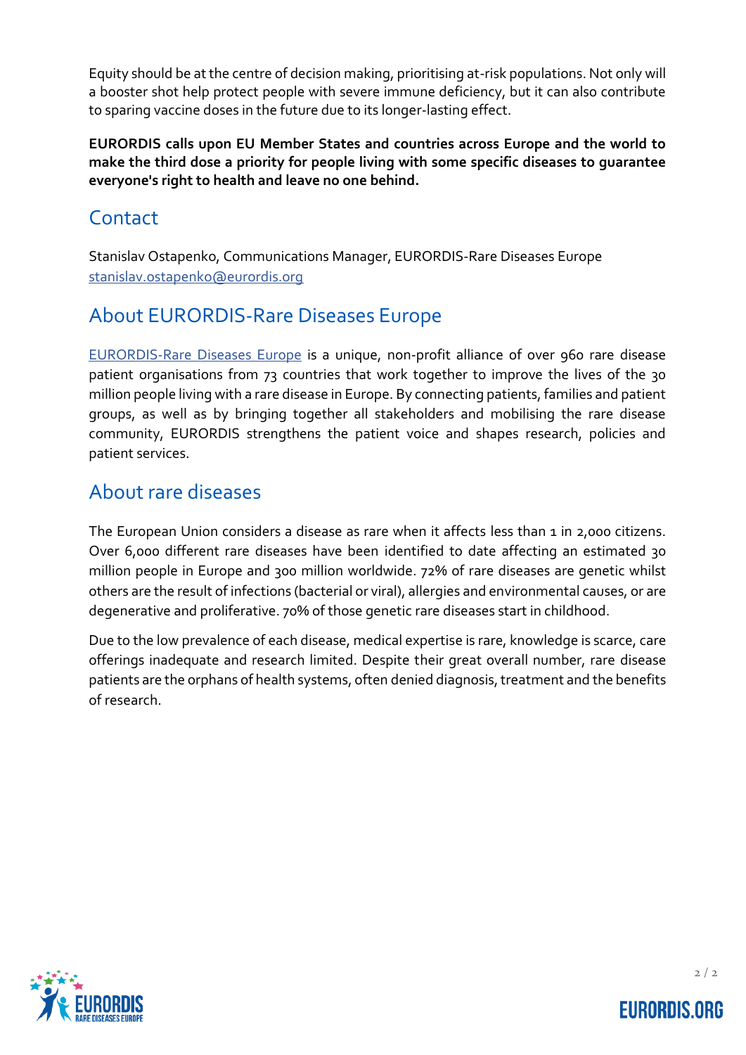Equity should be at the centre of decision making, prioritising at-risk populations. Not only will a booster shot help protect people with severe immune deficiency, but it can also contribute to sparing vaccine doses in the future due to its longer-lasting effect.

**EURORDIS calls upon EU Member States and countries across Europe and the world to make the third dose a priority for people living with some specific diseases to guarantee everyone's right to health and leave no one behind.**

## Contact

Stanislav Ostapenko, Communications Manager, EURORDIS-Rare Diseases Europe
stanislav.ostapenko@eurordis.org

## About EURORDIS-Rare Diseases Europe

EURORDIS-Rare Diseases Europe is a unique, non-profit alliance of over 960 rare disease patient organisations from 73 countries that work together to improve the lives of the 30 million people living with a rare disease in Europe. By connecting patients, families and patient groups, as well as by bringing together all stakeholders and mobilising the rare disease community, EURORDIS strengthens the patient voice and shapes research, policies and patient services.

## About rare diseases

The European Union considers a disease as rare when it affects less than 1 in 2,000 citizens. Over 6,000 different rare diseases have been identified to date affecting an estimated 30 million people in Europe and 300 million worldwide. 72% of rare diseases are genetic whilst others are the result of infections (bacterial or viral), allergies and environmental causes, or are degenerative and proliferative. 70% of those genetic rare diseases start in childhood.

Due to the low prevalence of each disease, medical expertise is rare, knowledge is scarce, care offerings inadequate and research limited. Despite their great overall number, rare disease patients are the orphans of health systems, often denied diagnosis, treatment and the benefits of research.